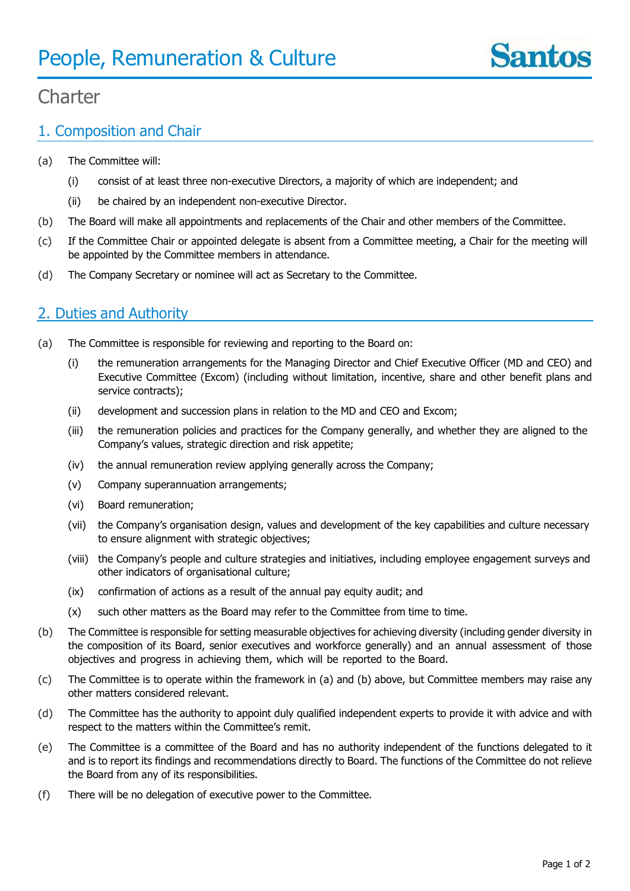# People, Remuneration & Culture

## Charter

### 1. Composition and Chair

(a) The Committee will:

  (i) consist of at least three non-executive Directors, a majority of which are independent; and

  (ii) be chaired by an independent non-executive Director.

(b) The Board will make all appointments and replacements of the Chair and other members of the Committee.

(c) If the Committee Chair or appointed delegate is absent from a Committee meeting, a Chair for the meeting will be appointed by the Committee members in attendance.

(d) The Company Secretary or nominee will act as Secretary to the Committee.

### 2. Duties and Authority

(a) The Committee is responsible for reviewing and reporting to the Board on:

  (i) the remuneration arrangements for the Managing Director and Chief Executive Officer (MD and CEO) and Executive Committee (Excom) (including without limitation, incentive, share and other benefit plans and service contracts);

  (ii) development and succession plans in relation to the MD and CEO and Excom;

  (iii) the remuneration policies and practices for the Company generally, and whether they are aligned to the Company's values, strategic direction and risk appetite;

  (iv) the annual remuneration review applying generally across the Company;

  (v) Company superannuation arrangements;

  (vi) Board remuneration;

  (vii) the Company's organisation design, values and development of the key capabilities and culture necessary to ensure alignment with strategic objectives;

  (viii) the Company's people and culture strategies and initiatives, including employee engagement surveys and other indicators of organisational culture;

  (ix) confirmation of actions as a result of the annual pay equity audit; and

  (x) such other matters as the Board may refer to the Committee from time to time.

(b) The Committee is responsible for setting measurable objectives for achieving diversity (including gender diversity in the composition of its Board, senior executives and workforce generally) and an annual assessment of those objectives and progress in achieving them, which will be reported to the Board.

(c) The Committee is to operate within the framework in (a) and (b) above, but Committee members may raise any other matters considered relevant.

(d) The Committee has the authority to appoint duly qualified independent experts to provide it with advice and with respect to the matters within the Committee's remit.

(e) The Committee is a committee of the Board and has no authority independent of the functions delegated to it and is to report its findings and recommendations directly to Board. The functions of the Committee do not relieve the Board from any of its responsibilities.

(f) There will be no delegation of executive power to the Committee.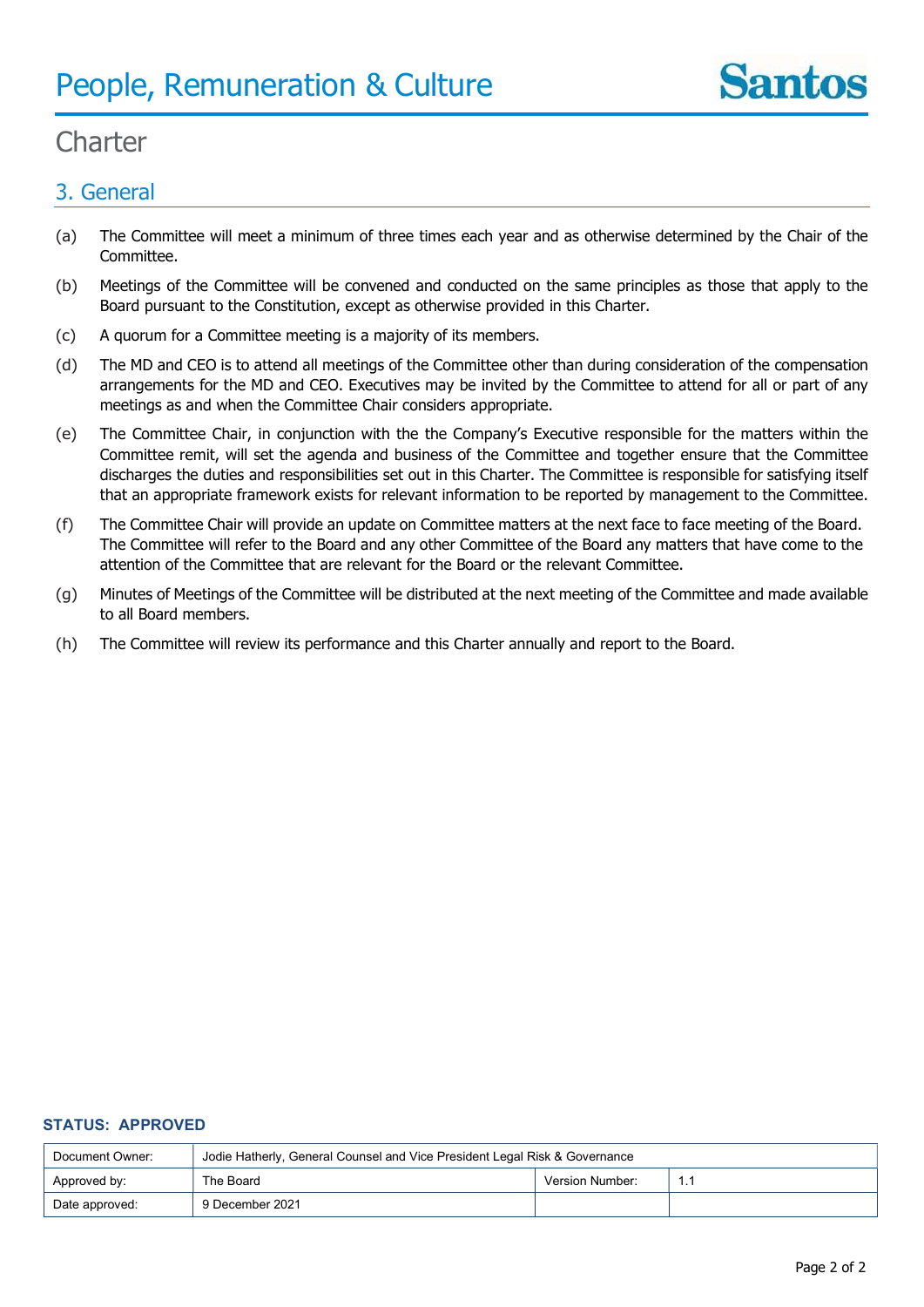# People, Remuneration & Culture

## Charter

## 3. General

(a) The Committee will meet a minimum of three times each year and as otherwise determined by the Chair of the Committee.

(b) Meetings of the Committee will be convened and conducted on the same principles as those that apply to the Board pursuant to the Constitution, except as otherwise provided in this Charter.

(c) A quorum for a Committee meeting is a majority of its members.

(d) The MD and CEO is to attend all meetings of the Committee other than during consideration of the compensation arrangements for the MD and CEO. Executives may be invited by the Committee to attend for all or part of any meetings as and when the Committee Chair considers appropriate.

(e) The Committee Chair, in conjunction with the the Company's Executive responsible for the matters within the Committee remit, will set the agenda and business of the Committee and together ensure that the Committee discharges the duties and responsibilities set out in this Charter. The Committee is responsible for satisfying itself that an appropriate framework exists for relevant information to be reported by management to the Committee.

(f) The Committee Chair will provide an update on Committee matters at the next face to face meeting of the Board. The Committee will refer to the Board and any other Committee of the Board any matters that have come to the attention of the Committee that are relevant for the Board or the relevant Committee.

(g) Minutes of Meetings of the Committee will be distributed at the next meeting of the Committee and made available to all Board members.

(h) The Committee will review its performance and this Charter annually and report to the Board.

**STATUS: APPROVED**

| | | | |
|---|---|---|---|
| Document Owner: | Jodie Hatherly, General Counsel and Vice President Legal Risk & Governance | | |
| Approved by: | The Board | Version Number: | 1.1 |
| Date approved: | 9 December 2021 | | |